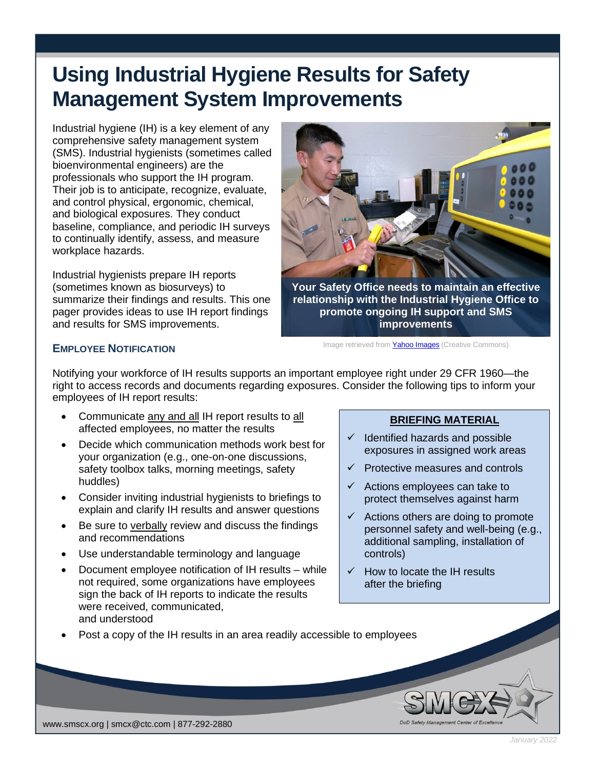# Using Industrial Hygiene Results for Safety Management System Improvements

Industrial hygiene (IH) is a key element of any comprehensive safety management system (SMS). Industrial hygienists (sometimes called bioenvironmental engineers) are the professionals who support the IH program. Their job is to anticipate, recognize, evaluate, and control physical, ergonomic, chemical, and biological exposures. They conduct baseline, compliance, and periodic IH surveys to continually identify, assess, and measure workplace hazards.

Industrial hygienists prepare IH reports (sometimes known as biosurveys) to summarize their findings and results. This one pager provides ideas to use IH report findings and results for SMS improvements.

**Your Safety Office needs to maintain an effective relationship with the Industrial Hygiene Office to promote ongoing IH support and SMS improvements**

Image retrieved from Yahoo Images (Creative Commons)

## Employee Notification

Notifying your workforce of IH results supports an important employee right under 29 CFR 1960—the right to access records and documents regarding exposures. Consider the following tips to inform your employees of IH report results:

- Communicate any and all IH report results to all affected employees, no matter the results
- Decide which communication methods work best for your organization (e.g., one-on-one discussions, safety toolbox talks, morning meetings, safety huddles)
- Consider inviting industrial hygienists to briefings to explain and clarify IH results and answer questions
- Be sure to verbally review and discuss the findings and recommendations
- Use understandable terminology and language
- Document employee notification of IH results – while not required, some organizations have employees sign the back of IH reports to indicate the results were received, communicated, and understood
- Post a copy of the IH results in an area readily accessible to employees

### BRIEFING MATERIAL

- ✓ Identified hazards and possible exposures in assigned work areas
- ✓ Protective measures and controls
- ✓ Actions employees can take to protect themselves against harm
- ✓ Actions others are doing to promote personnel safety and well-being (e.g., additional sampling, installation of controls)
- ✓ How to locate the IH results after the briefing

www.smscx.org | smcx@ctc.com | 877-292-2880

SMCX — DoD Safety Management Center of Excellence

January 2022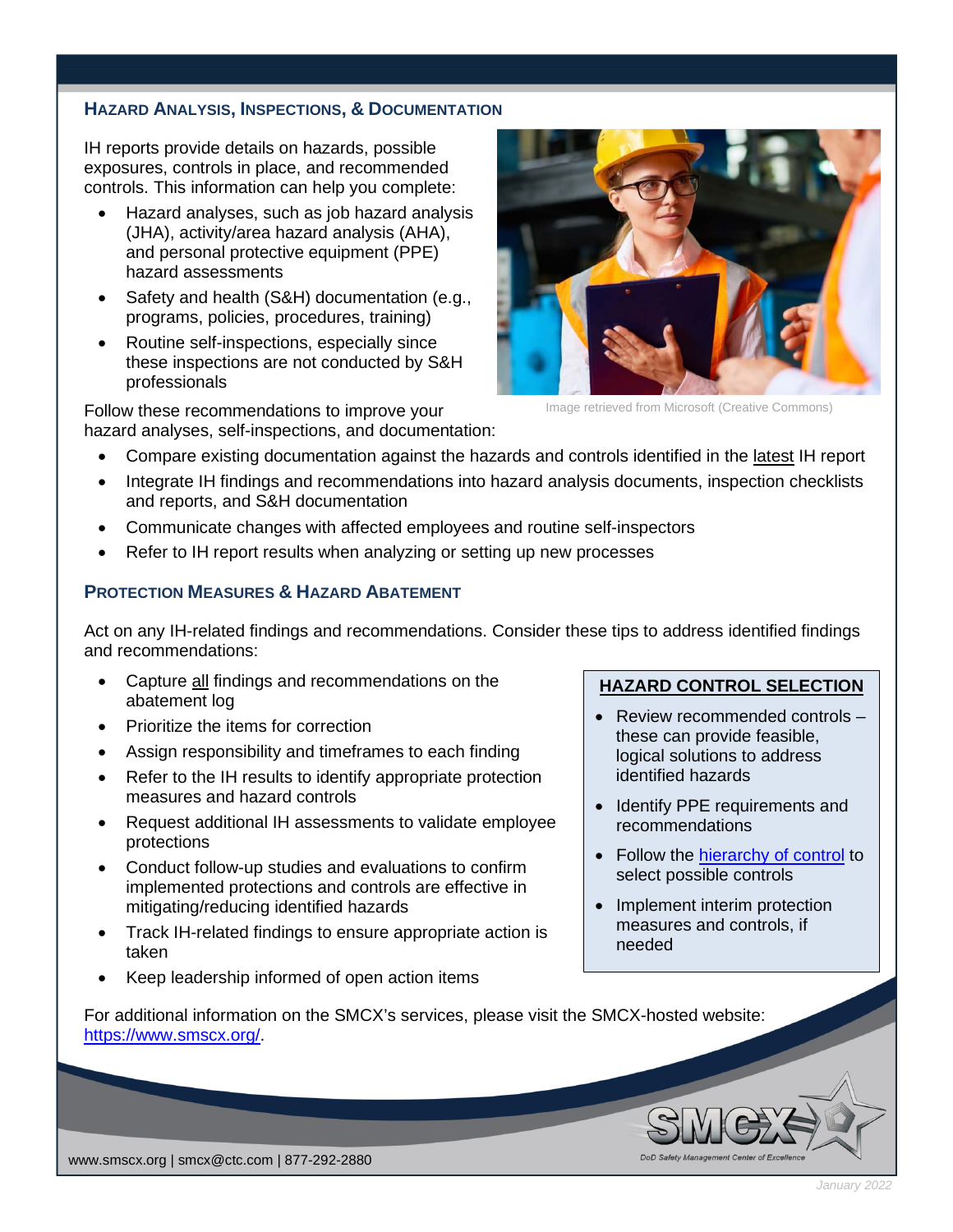## Hazard Analysis, Inspections, & Documentation

IH reports provide details on hazards, possible exposures, controls in place, and recommended controls. This information can help you complete:

- Hazard analyses, such as job hazard analysis (JHA), activity/area hazard analysis (AHA), and personal protective equipment (PPE) hazard assessments
- Safety and health (S&H) documentation (e.g., programs, policies, procedures, training)
- Routine self-inspections, especially since these inspections are not conducted by S&H professionals

Image retrieved from Microsoft (Creative Commons)

Follow these recommendations to improve your hazard analyses, self-inspections, and documentation:

- Compare existing documentation against the hazards and controls identified in the latest IH report
- Integrate IH findings and recommendations into hazard analysis documents, inspection checklists and reports, and S&H documentation
- Communicate changes with affected employees and routine self-inspectors
- Refer to IH report results when analyzing or setting up new processes

## Protection Measures & Hazard Abatement

Act on any IH-related findings and recommendations. Consider these tips to address identified findings and recommendations:

- Capture all findings and recommendations on the abatement log
- Prioritize the items for correction
- Assign responsibility and timeframes to each finding
- Refer to the IH results to identify appropriate protection measures and hazard controls
- Request additional IH assessments to validate employee protections
- Conduct follow-up studies and evaluations to confirm implemented protections and controls are effective in mitigating/reducing identified hazards
- Track IH-related findings to ensure appropriate action is taken
- Keep leadership informed of open action items

### Hazard Control Selection

- Review recommended controls – these can provide feasible, logical solutions to address identified hazards
- Identify PPE requirements and recommendations
- Follow the hierarchy of control to select possible controls
- Implement interim protection measures and controls, if needed

For additional information on the SMCX's services, please visit the SMCX-hosted website: https://www.smscx.org/.

www.smcx.org | smcx@ctc.com | 877-292-2880

SMCX DoD Safety Management Center of Excellence

January 2022